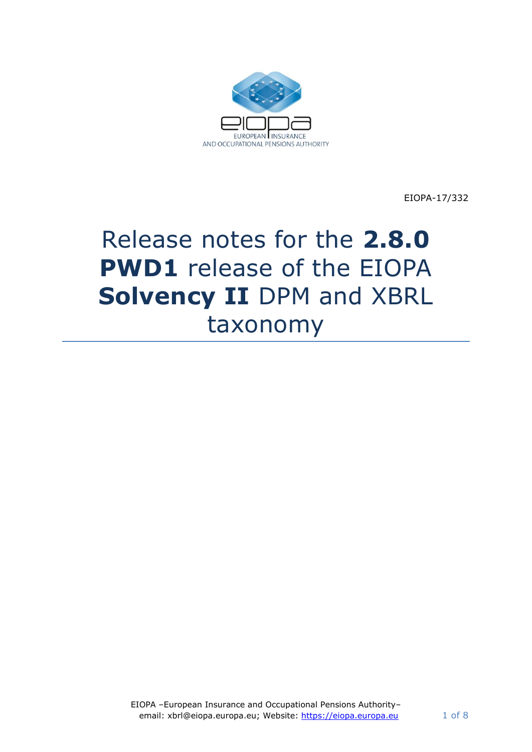EUROPEAN INSURANCE AND OCCUPATIONAL PENSIONS AUTHORITY

EIOPA-17/332

# Release notes for the **2.8.0 PWD1** release of the EIOPA **Solvency II** DPM and XBRL taxonomy

EIOPA –European Insurance and Occupational Pensions Authority–
email: xbrl@eiopa.europa.eu; Website: https://eiopa.europa.eu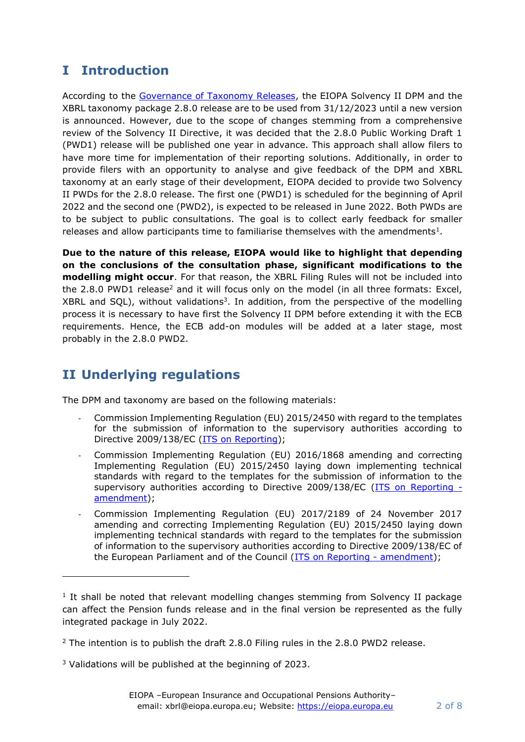# I Introduction

According to the Governance of Taxonomy Releases, the EIOPA Solvency II DPM and the XBRL taxonomy package 2.8.0 release are to be used from 31/12/2023 until a new version is announced. However, due to the scope of changes stemming from a comprehensive review of the Solvency II Directive, it was decided that the 2.8.0 Public Working Draft 1 (PWD1) release will be published one year in advance. This approach shall allow filers to have more time for implementation of their reporting solutions. Additionally, in order to provide filers with an opportunity to analyse and give feedback of the DPM and XBRL taxonomy at an early stage of their development, EIOPA decided to provide two Solvency II PWDs for the 2.8.0 release. The first one (PWD1) is scheduled for the beginning of April 2022 and the second one (PWD2), is expected to be released in June 2022. Both PWDs are to be subject to public consultations. The goal is to collect early feedback for smaller releases and allow participants time to familiarise themselves with the amendments[1].

**Due to the nature of this release, EIOPA would like to highlight that depending on the conclusions of the consultation phase, significant modifications to the modelling might occur**. For that reason, the XBRL Filing Rules will not be included into the 2.8.0 PWD1 release[2] and it will focus only on the model (in all three formats: Excel, XBRL and SQL), without validations[3]. In addition, from the perspective of the modelling process it is necessary to have first the Solvency II DPM before extending it with the ECB requirements. Hence, the ECB add-on modules will be added at a later stage, most probably in the 2.8.0 PWD2.

# II Underlying regulations

The DPM and taxonomy are based on the following materials:

- Commission Implementing Regulation (EU) 2015/2450 with regard to the templates for the submission of information to the supervisory authorities according to Directive 2009/138/EC (ITS on Reporting);
- Commission Implementing Regulation (EU) 2016/1868 amending and correcting Implementing Regulation (EU) 2015/2450 laying down implementing technical standards with regard to the templates for the submission of information to the supervisory authorities according to Directive 2009/138/EC (ITS on Reporting - amendment);
- Commission Implementing Regulation (EU) 2017/2189 of 24 November 2017 amending and correcting Implementing Regulation (EU) 2015/2450 laying down implementing technical standards with regard to the templates for the submission of information to the supervisory authorities according to Directive 2009/138/EC of the European Parliament and of the Council (ITS on Reporting - amendment);

---

[1] It shall be noted that relevant modelling changes stemming from Solvency II package can affect the Pension funds release and in the final version be represented as the fully integrated package in July 2022.

[2] The intention is to publish the draft 2.8.0 Filing rules in the 2.8.0 PWD2 release.

[3] Validations will be published at the beginning of 2023.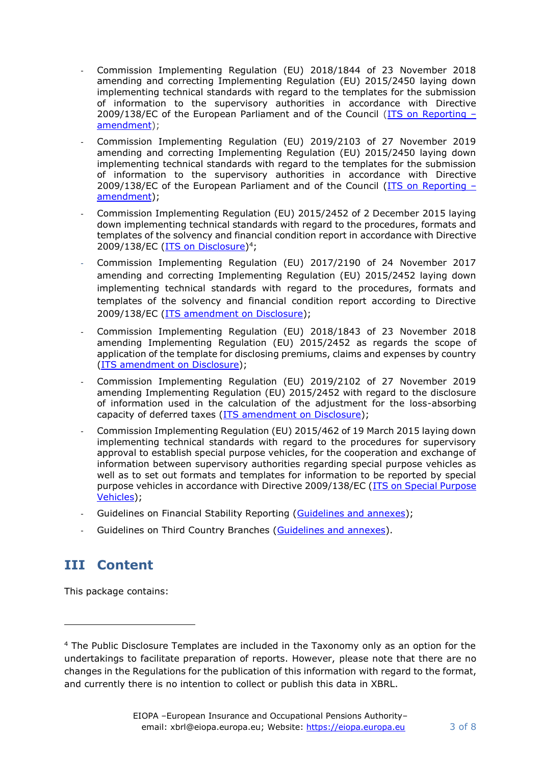- Commission Implementing Regulation (EU) 2018/1844 of 23 November 2018 amending and correcting Implementing Regulation (EU) 2015/2450 laying down implementing technical standards with regard to the templates for the submission of information to the supervisory authorities in accordance with Directive 2009/138/EC of the European Parliament and of the Council (ITS on Reporting – amendment);
- Commission Implementing Regulation (EU) 2019/2103 of 27 November 2019 amending and correcting Implementing Regulation (EU) 2015/2450 laying down implementing technical standards with regard to the templates for the submission of information to the supervisory authorities in accordance with Directive 2009/138/EC of the European Parliament and of the Council (ITS on Reporting – amendment);
- Commission Implementing Regulation (EU) 2015/2452 of 2 December 2015 laying down implementing technical standards with regard to the procedures, formats and templates of the solvency and financial condition report in accordance with Directive 2009/138/EC (ITS on Disclosure)[4];
- Commission Implementing Regulation (EU) 2017/2190 of 24 November 2017 amending and correcting Implementing Regulation (EU) 2015/2452 laying down implementing technical standards with regard to the procedures, formats and templates of the solvency and financial condition report according to Directive 2009/138/EC (ITS amendment on Disclosure);
- Commission Implementing Regulation (EU) 2018/1843 of 23 November 2018 amending Implementing Regulation (EU) 2015/2452 as regards the scope of application of the template for disclosing premiums, claims and expenses by country (ITS amendment on Disclosure);
- Commission Implementing Regulation (EU) 2019/2102 of 27 November 2019 amending Implementing Regulation (EU) 2015/2452 with regard to the disclosure of information used in the calculation of the adjustment for the loss-absorbing capacity of deferred taxes (ITS amendment on Disclosure);
- Commission Implementing Regulation (EU) 2015/462 of 19 March 2015 laying down implementing technical standards with regard to the procedures for supervisory approval to establish special purpose vehicles, for the cooperation and exchange of information between supervisory authorities regarding special purpose vehicles as well as to set out formats and templates for information to be reported by special purpose vehicles in accordance with Directive 2009/138/EC (ITS on Special Purpose Vehicles);
- Guidelines on Financial Stability Reporting (Guidelines and annexes);
- Guidelines on Third Country Branches (Guidelines and annexes).

# III Content

This package contains:

[4] The Public Disclosure Templates are included in the Taxonomy only as an option for the undertakings to facilitate preparation of reports. However, please note that there are no changes in the Regulations for the publication of this information with regard to the format, and currently there is no intention to collect or publish this data in XBRL.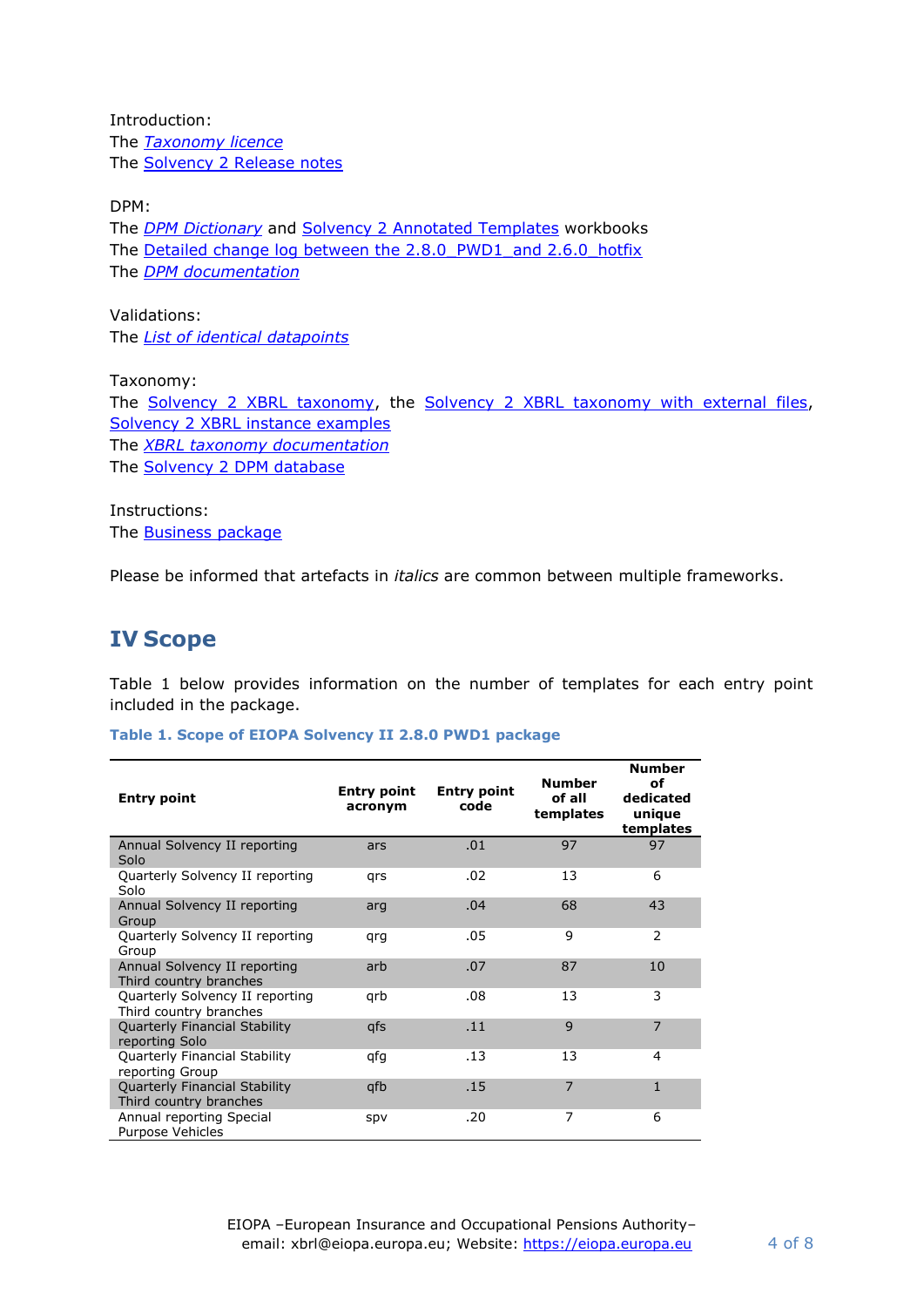Introduction:
The *Taxonomy licence*
The Solvency 2 Release notes

DPM:
The *DPM Dictionary* and Solvency 2 Annotated Templates workbooks
The Detailed change log between the 2.8.0_PWD1_and 2.6.0_hotfix
The *DPM documentation*

Validations:
The *List of identical datapoints*

Taxonomy:
The Solvency 2 XBRL taxonomy, the Solvency 2 XBRL taxonomy with external files, Solvency 2 XBRL instance examples
The *XBRL taxonomy documentation*
The Solvency 2 DPM database

Instructions:
The Business package

Please be informed that artefacts in *italics* are common between multiple frameworks.

## IV Scope

Table 1 below provides information on the number of templates for each entry point included in the package.

**Table 1. Scope of EIOPA Solvency II 2.8.0 PWD1 package**

| Entry point | Entry point acronym | Entry point code | Number of all templates | Number of dedicated unique templates |
|---|---|---|---|---|
| Annual Solvency II reporting Solo | ars | .01 | 97 | 97 |
| Quarterly Solvency II reporting Solo | qrs | .02 | 13 | 6 |
| Annual Solvency II reporting Group | arg | .04 | 68 | 43 |
| Quarterly Solvency II reporting Group | qrg | .05 | 9 | 2 |
| Annual Solvency II reporting Third country branches | arb | .07 | 87 | 10 |
| Quarterly Solvency II reporting Third country branches | qrb | .08 | 13 | 3 |
| Quarterly Financial Stability reporting Solo | qfs | .11 | 9 | 7 |
| Quarterly Financial Stability reporting Group | qfg | .13 | 13 | 4 |
| Quarterly Financial Stability Third country branches | qfb | .15 | 7 | 1 |
| Annual reporting Special Purpose Vehicles | spv | .20 | 7 | 6 |

EIOPA –European Insurance and Occupational Pensions Authority– email: xbrl@eiopa.europa.eu; Website: https://eiopa.europa.eu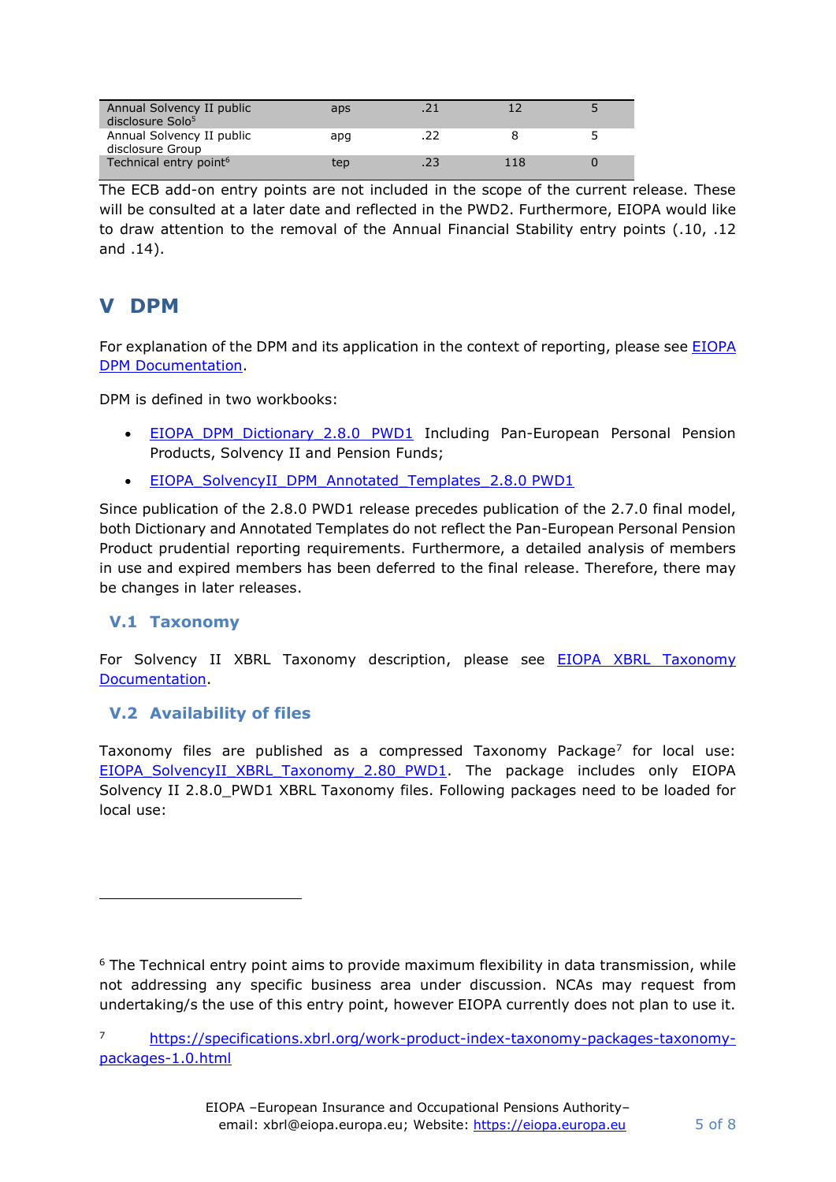| | | | | |
|---|---|---|---|---|
| Annual Solvency II public disclosure Solo[5] | aps | .21 | 12 | 5 |
| Annual Solvency II public disclosure Group | apg | .22 | 8 | 5 |
| Technical entry point[6] | tep | .23 | 118 | 0 |

The ECB add-on entry points are not included in the scope of the current release. These will be consulted at a later date and reflected in the PWD2. Furthermore, EIOPA would like to draw attention to the removal of the Annual Financial Stability entry points (.10, .12 and .14).

# V DPM

For explanation of the DPM and its application in the context of reporting, please see EIOPA DPM Documentation.

DPM is defined in two workbooks:

- EIOPA_DPM_Dictionary_2.8.0_PWD1 Including Pan-European Personal Pension Products, Solvency II and Pension Funds;
- EIOPA_SolvencyII_DPM_Annotated_Templates_2.8.0 PWD1

Since publication of the 2.8.0 PWD1 release precedes publication of the 2.7.0 final model, both Dictionary and Annotated Templates do not reflect the Pan-European Personal Pension Product prudential reporting requirements. Furthermore, a detailed analysis of members in use and expired members has been deferred to the final release. Therefore, there may be changes in later releases.

## V.1 Taxonomy

For Solvency II XBRL Taxonomy description, please see EIOPA XBRL Taxonomy Documentation.

## V.2 Availability of files

Taxonomy files are published as a compressed Taxonomy Package[7] for local use: EIOPA_SolvencyII_XBRL_Taxonomy_2.80_PWD1. The package includes only EIOPA Solvency II 2.8.0_PWD1 XBRL Taxonomy files. Following packages need to be loaded for local use:

---

[6] The Technical entry point aims to provide maximum flexibility in data transmission, while not addressing any specific business area under discussion. NCAs may request from undertaking/s the use of this entry point, however EIOPA currently does not plan to use it.

[7] https://specifications.xbrl.org/work-product-index-taxonomy-packages-taxonomy-packages-1.0.html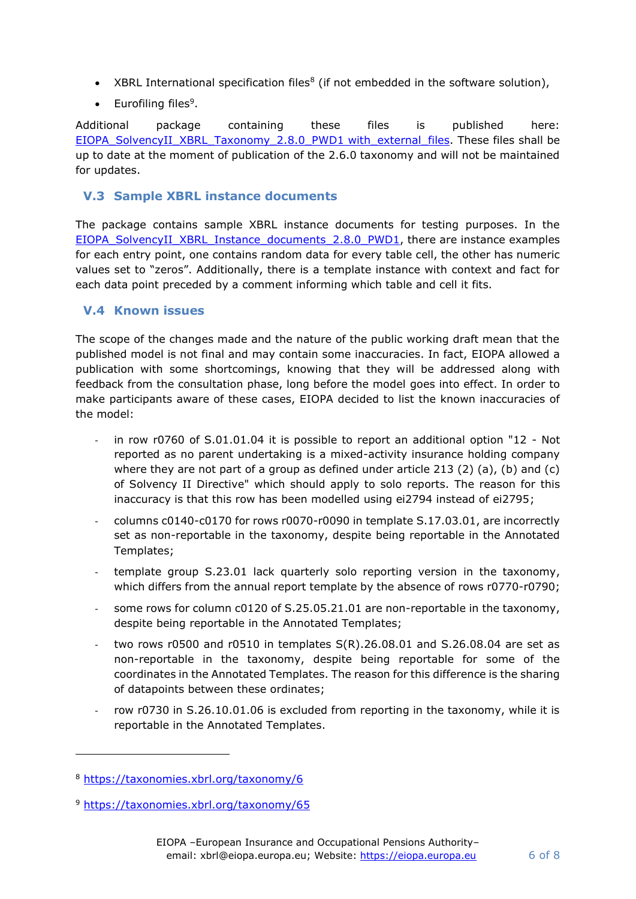- XBRL International specification files[8] (if not embedded in the software solution),
- Eurofiling files[9].

Additional package containing these files is published here: EIOPA_SolvencyII_XBRL_Taxonomy_2.8.0_PWD1 with_external_files. These files shall be up to date at the moment of publication of the 2.6.0 taxonomy and will not be maintained for updates.

## V.3 Sample XBRL instance documents

The package contains sample XBRL instance documents for testing purposes. In the EIOPA_SolvencyII_XBRL_Instance_documents_2.8.0_PWD1, there are instance examples for each entry point, one contains random data for every table cell, the other has numeric values set to "zeros". Additionally, there is a template instance with context and fact for each data point preceded by a comment informing which table and cell it fits.

## V.4 Known issues

The scope of the changes made and the nature of the public working draft mean that the published model is not final and may contain some inaccuracies. In fact, EIOPA allowed a publication with some shortcomings, knowing that they will be addressed along with feedback from the consultation phase, long before the model goes into effect. In order to make participants aware of these cases, EIOPA decided to list the known inaccuracies of the model:

- in row r0760 of S.01.01.04 it is possible to report an additional option "12 - Not reported as no parent undertaking is a mixed-activity insurance holding company where they are not part of a group as defined under article 213 (2) (a), (b) and (c) of Solvency II Directive" which should apply to solo reports. The reason for this inaccuracy is that this row has been modelled using ei2794 instead of ei2795;
- columns c0140-c0170 for rows r0070-r0090 in template S.17.03.01, are incorrectly set as non-reportable in the taxonomy, despite being reportable in the Annotated Templates;
- template group S.23.01 lack quarterly solo reporting version in the taxonomy, which differs from the annual report template by the absence of rows r0770-r0790;
- some rows for column c0120 of S.25.05.21.01 are non-reportable in the taxonomy, despite being reportable in the Annotated Templates;
- two rows r0500 and r0510 in templates S(R).26.08.01 and S.26.08.04 are set as non-reportable in the taxonomy, despite being reportable for some of the coordinates in the Annotated Templates. The reason for this difference is the sharing of datapoints between these ordinates;
- row r0730 in S.26.10.01.06 is excluded from reporting in the taxonomy, while it is reportable in the Annotated Templates.

[8] https://taxonomies.xbrl.org/taxonomy/6

[9] https://taxonomies.xbrl.org/taxonomy/65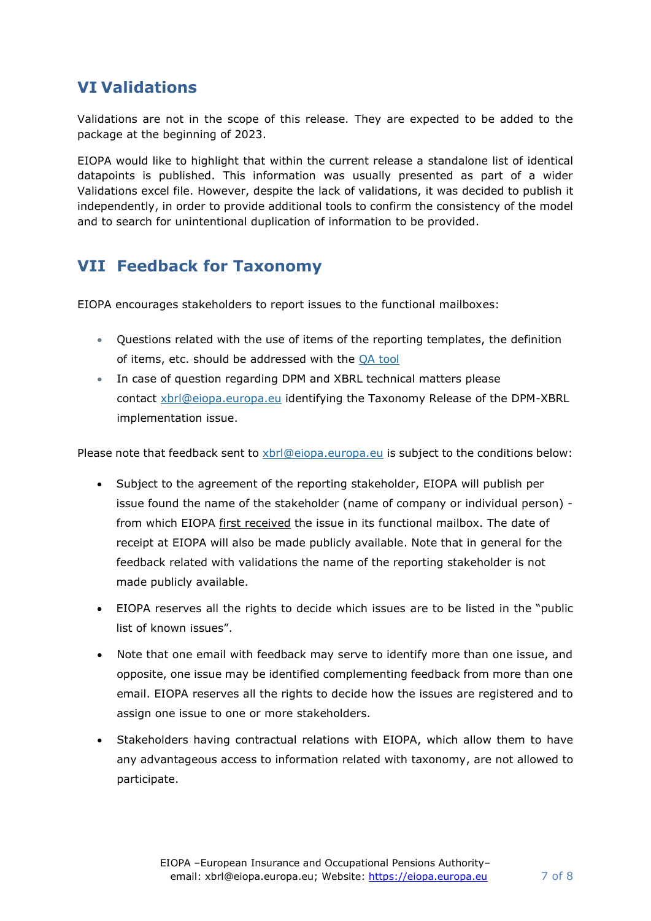## VI Validations

Validations are not in the scope of this release. They are expected to be added to the package at the beginning of 2023.

EIOPA would like to highlight that within the current release a standalone list of identical datapoints is published. This information was usually presented as part of a wider Validations excel file. However, despite the lack of validations, it was decided to publish it independently, in order to provide additional tools to confirm the consistency of the model and to search for unintentional duplication of information to be provided.

## VII Feedback for Taxonomy

EIOPA encourages stakeholders to report issues to the functional mailboxes:

- Questions related with the use of items of the reporting templates, the definition of items, etc. should be addressed with the QA tool
- In case of question regarding DPM and XBRL technical matters please contact xbrl@eiopa.europa.eu identifying the Taxonomy Release of the DPM-XBRL implementation issue.

Please note that feedback sent to xbrl@eiopa.europa.eu is subject to the conditions below:

- Subject to the agreement of the reporting stakeholder, EIOPA will publish per issue found the name of the stakeholder (name of company or individual person) - from which EIOPA first received the issue in its functional mailbox. The date of receipt at EIOPA will also be made publicly available. Note that in general for the feedback related with validations the name of the reporting stakeholder is not made publicly available.
- EIOPA reserves all the rights to decide which issues are to be listed in the "public list of known issues".
- Note that one email with feedback may serve to identify more than one issue, and opposite, one issue may be identified complementing feedback from more than one email. EIOPA reserves all the rights to decide how the issues are registered and to assign one issue to one or more stakeholders.
- Stakeholders having contractual relations with EIOPA, which allow them to have any advantageous access to information related with taxonomy, are not allowed to participate.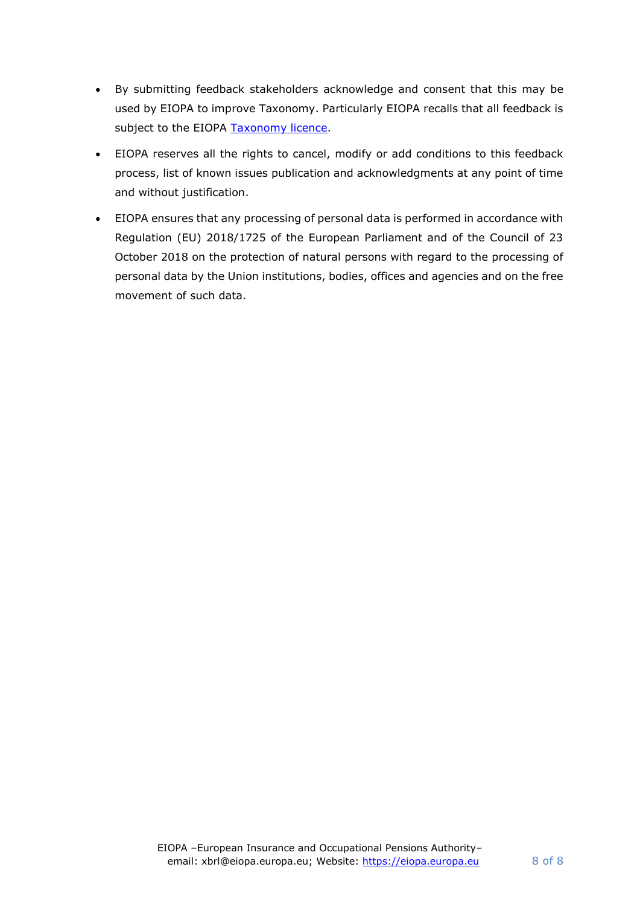- By submitting feedback stakeholders acknowledge and consent that this may be used by EIOPA to improve Taxonomy. Particularly EIOPA recalls that all feedback is subject to the EIOPA Taxonomy licence.
- EIOPA reserves all the rights to cancel, modify or add conditions to this feedback process, list of known issues publication and acknowledgments at any point of time and without justification.
- EIOPA ensures that any processing of personal data is performed in accordance with Regulation (EU) 2018/1725 of the European Parliament and of the Council of 23 October 2018 on the protection of natural persons with regard to the processing of personal data by the Union institutions, bodies, offices and agencies and on the free movement of such data.